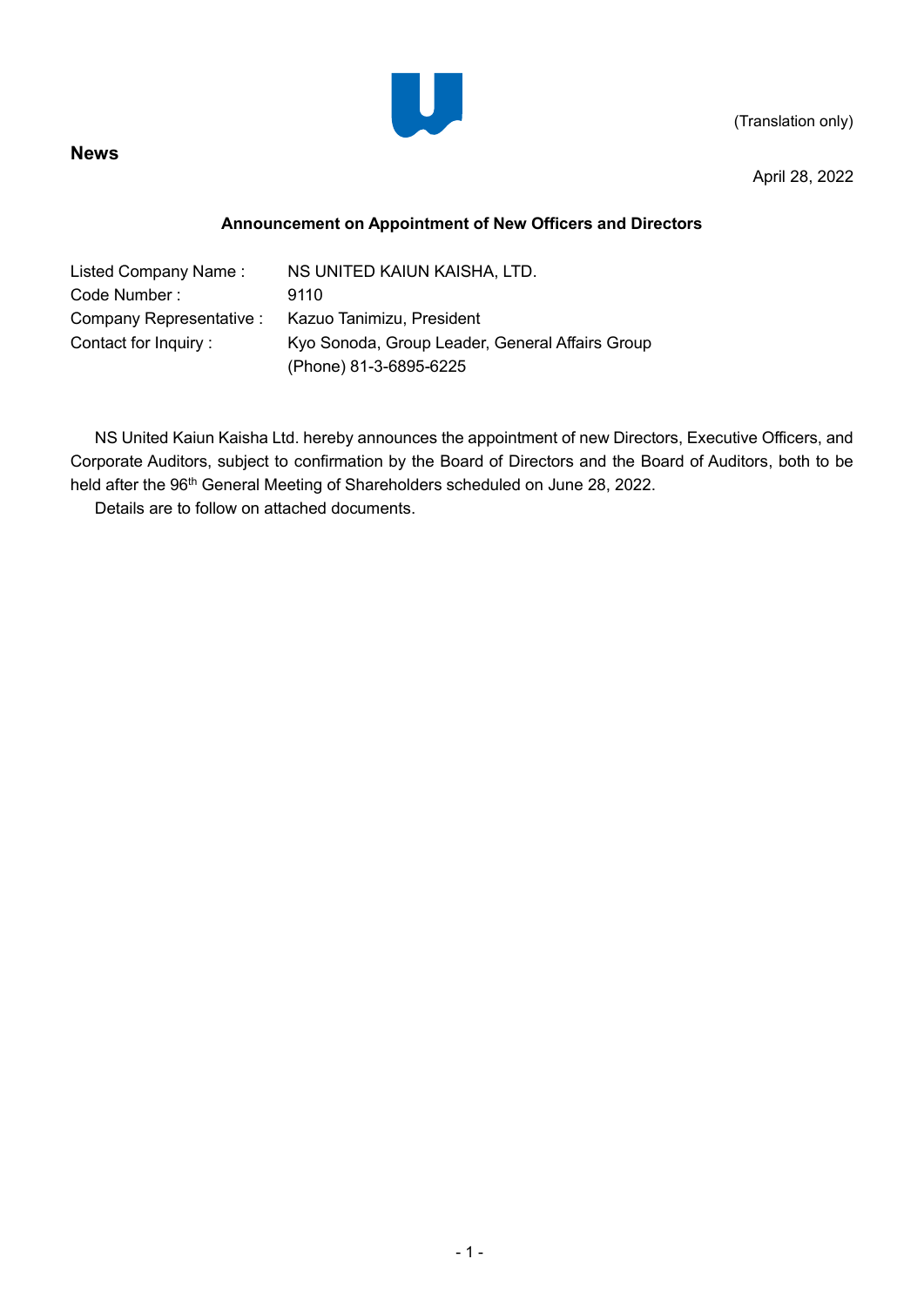(Translation only)

**News**

April 28, 2022

**Announcement on Appointment of New Officers and Directors**

| Listed Company Name : | NS UNITED KAIUN KAISHA, LTD. |
| --- | --- |
| Code Number : | 9110 |
| Company Representative : | Kazuo Tanimizu, President |
| Contact for Inquiry : | Kyo Sonoda, Group Leader, General Affairs Group<br>(Phone) 81-3-6895-6225 |

NS United Kaiun Kaisha Ltd. hereby announces the appointment of new Directors, Executive Officers, and Corporate Auditors, subject to confirmation by the Board of Directors and the Board of Auditors, both to be held after the 96th General Meeting of Shareholders scheduled on June 28, 2022.

Details are to follow on attached documents.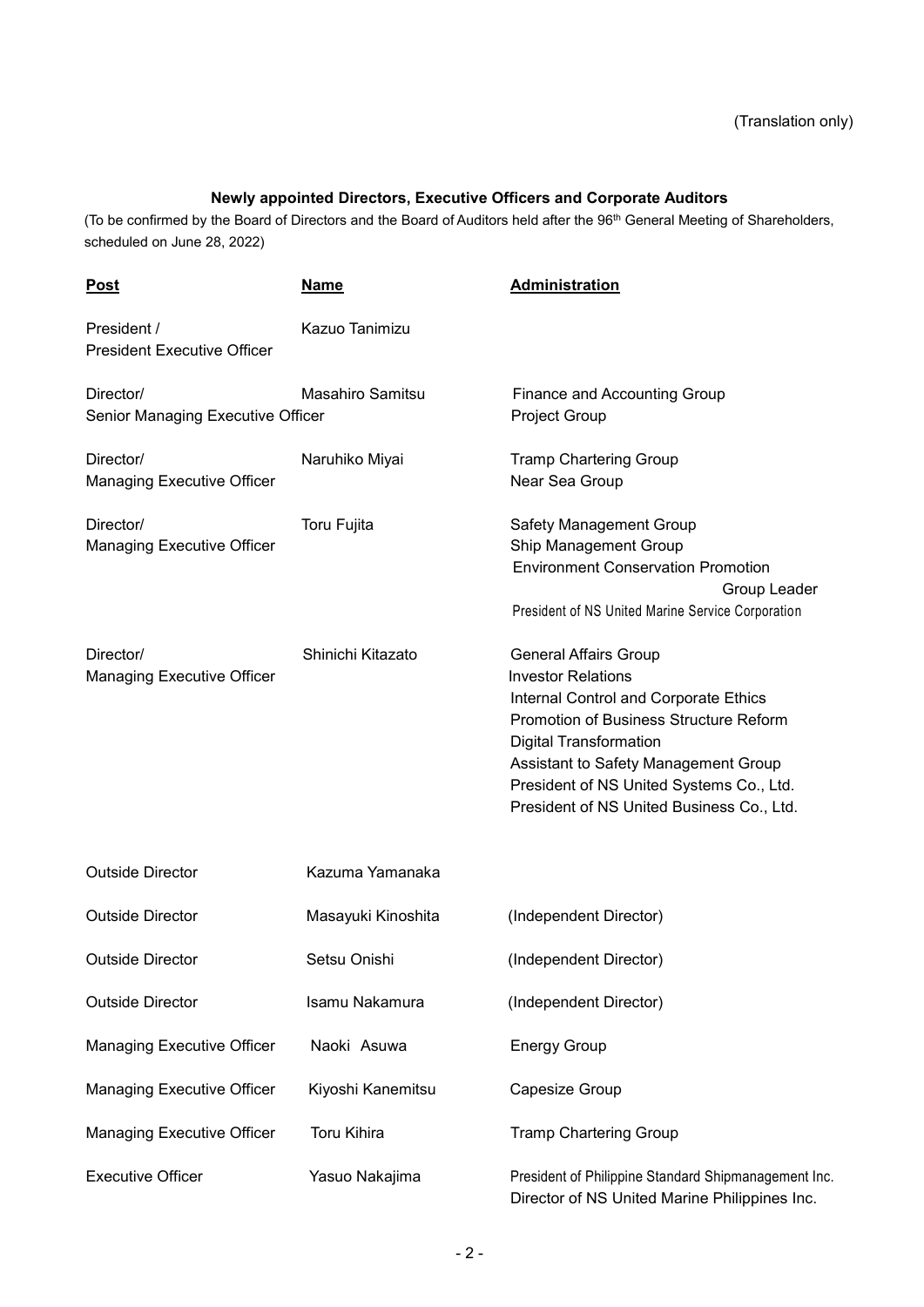(Translation only)

**Newly appointed Directors, Executive Officers and Corporate Auditors**

(To be confirmed by the Board of Directors and the Board of Auditors held after the 96th General Meeting of Shareholders, scheduled on June 28, 2022)

| Post | Name | Administration |
|---|---|---|
| President / President Executive Officer | Kazuo Tanimizu | |
| Director/ Senior Managing Executive Officer | Masahiro Samitsu | Finance and Accounting Group<br>Project Group |
| Director/ Managing Executive Officer | Naruhiko Miyai | Tramp Chartering Group<br>Near Sea Group |
| Director/ Managing Executive Officer | Toru Fujita | Safety Management Group<br>Ship Management Group<br>Environment Conservation Promotion Group Leader<br>President of NS United Marine Service Corporation |
| Director/ Managing Executive Officer | Shinichi Kitazato | General Affairs Group<br>Investor Relations<br>Internal Control and Corporate Ethics<br>Promotion of Business Structure Reform<br>Digital Transformation<br>Assistant to Safety Management Group<br>President of NS United Systems Co., Ltd.<br>President of NS United Business Co., Ltd. |
| Outside Director | Kazuma Yamanaka | |
| Outside Director | Masayuki Kinoshita | (Independent Director) |
| Outside Director | Setsu Onishi | (Independent Director) |
| Outside Director | Isamu Nakamura | (Independent Director) |
| Managing Executive Officer | Naoki Asuwa | Energy Group |
| Managing Executive Officer | Kiyoshi Kanemitsu | Capesize Group |
| Managing Executive Officer | Toru Kihira | Tramp Chartering Group |
| Executive Officer | Yasuo Nakajima | President of Philippine Standard Shipmanagement Inc.<br>Director of NS United Marine Philippines Inc. |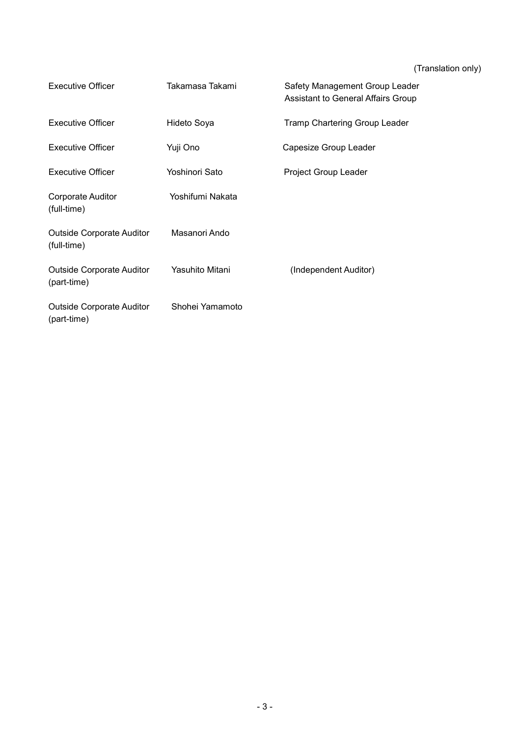(Translation only)

| | | |
|---|---|---|
| Executive Officer | Takamasa Takami | Safety Management Group Leader<br>Assistant to General Affairs Group |
| Executive Officer | Hideto Soya | Tramp Chartering Group Leader |
| Executive Officer | Yuji Ono | Capesize Group Leader |
| Executive Officer | Yoshinori Sato | Project Group Leader |
| Corporate Auditor (full-time) | Yoshifumi Nakata | |
| Outside Corporate Auditor (full-time) | Masanori Ando | |
| Outside Corporate Auditor (part-time) | Yasuhito Mitani | (Independent Auditor) |
| Outside Corporate Auditor (part-time) | Shohei Yamamoto | |